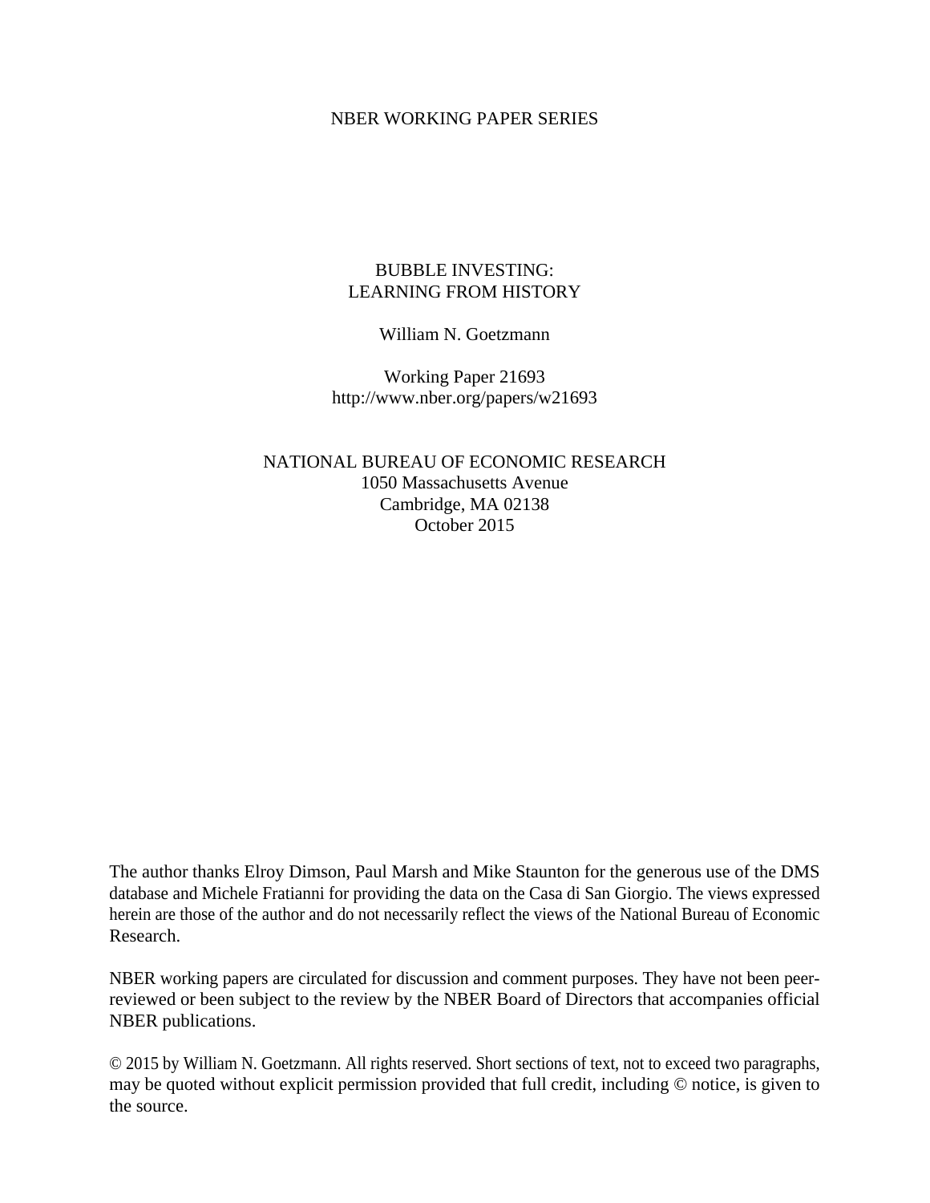NBER WORKING PAPER SERIES

# BUBBLE INVESTING: LEARNING FROM HISTORY

William N. Goetzmann

Working Paper 21693
http://www.nber.org/papers/w21693

NATIONAL BUREAU OF ECONOMIC RESEARCH
1050 Massachusetts Avenue
Cambridge, MA 02138
October 2015

The author thanks Elroy Dimson, Paul Marsh and Mike Staunton for the generous use of the DMS database and Michele Fratianni for providing the data on the Casa di San Giorgio. The views expressed herein are those of the author and do not necessarily reflect the views of the National Bureau of Economic Research.

NBER working papers are circulated for discussion and comment purposes. They have not been peer-reviewed or been subject to the review by the NBER Board of Directors that accompanies official NBER publications.

© 2015 by William N. Goetzmann. All rights reserved. Short sections of text, not to exceed two paragraphs, may be quoted without explicit permission provided that full credit, including © notice, is given to the source.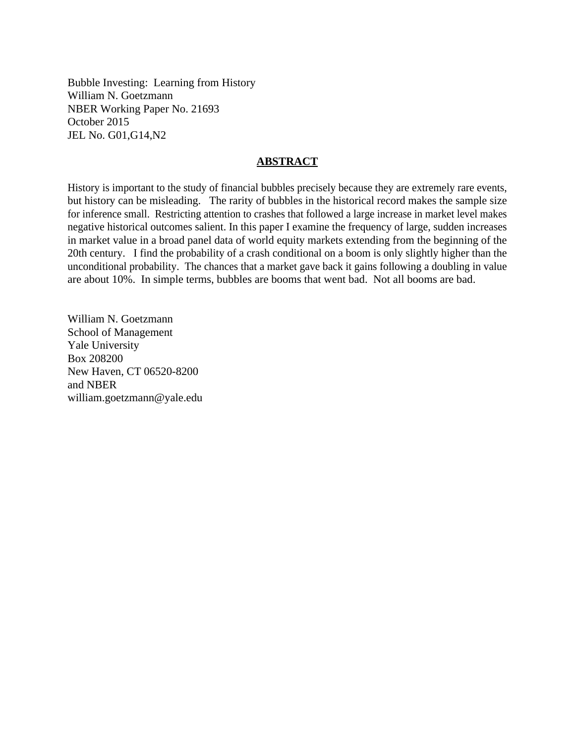Bubble Investing: Learning from History
William N. Goetzmann
NBER Working Paper No. 21693
October 2015
JEL No. G01,G14,N2

## ABSTRACT

History is important to the study of financial bubbles precisely because they are extremely rare events, but history can be misleading. The rarity of bubbles in the historical record makes the sample size for inference small. Restricting attention to crashes that followed a large increase in market level makes negative historical outcomes salient. In this paper I examine the frequency of large, sudden increases in market value in a broad panel data of world equity markets extending from the beginning of the 20th century. I find the probability of a crash conditional on a boom is only slightly higher than the unconditional probability. The chances that a market gave back it gains following a doubling in value are about 10%. In simple terms, bubbles are booms that went bad. Not all booms are bad.

William N. Goetzmann
School of Management
Yale University
Box 208200
New Haven, CT 06520-8200
and NBER
william.goetzmann@yale.edu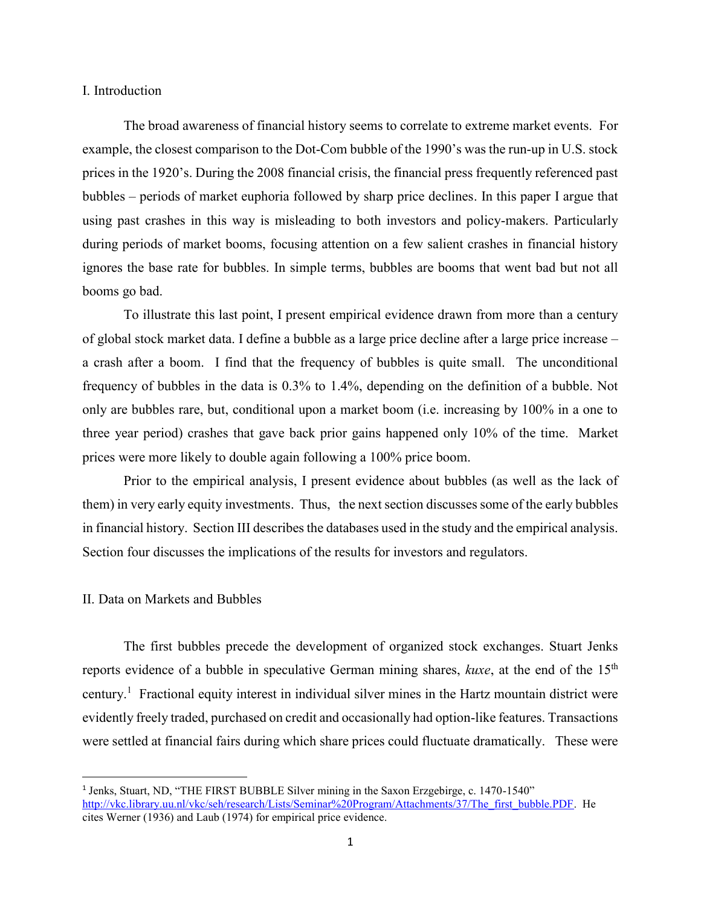## I. Introduction

The broad awareness of financial history seems to correlate to extreme market events. For example, the closest comparison to the Dot-Com bubble of the 1990's was the run-up in U.S. stock prices in the 1920's. During the 2008 financial crisis, the financial press frequently referenced past bubbles – periods of market euphoria followed by sharp price declines. In this paper I argue that using past crashes in this way is misleading to both investors and policy-makers. Particularly during periods of market booms, focusing attention on a few salient crashes in financial history ignores the base rate for bubbles. In simple terms, bubbles are booms that went bad but not all booms go bad.

To illustrate this last point, I present empirical evidence drawn from more than a century of global stock market data. I define a bubble as a large price decline after a large price increase – a crash after a boom. I find that the frequency of bubbles is quite small. The unconditional frequency of bubbles in the data is 0.3% to 1.4%, depending on the definition of a bubble. Not only are bubbles rare, but, conditional upon a market boom (i.e. increasing by 100% in a one to three year period) crashes that gave back prior gains happened only 10% of the time. Market prices were more likely to double again following a 100% price boom.

Prior to the empirical analysis, I present evidence about bubbles (as well as the lack of them) in very early equity investments. Thus, the next section discusses some of the early bubbles in financial history. Section III describes the databases used in the study and the empirical analysis. Section four discusses the implications of the results for investors and regulators.

## II. Data on Markets and Bubbles

The first bubbles precede the development of organized stock exchanges. Stuart Jenks reports evidence of a bubble in speculative German mining shares, *kuxe*, at the end of the 15th century.[1] Fractional equity interest in individual silver mines in the Hartz mountain district were evidently freely traded, purchased on credit and occasionally had option-like features. Transactions were settled at financial fairs during which share prices could fluctuate dramatically. These were

[1] Jenks, Stuart, ND, "THE FIRST BUBBLE Silver mining in the Saxon Erzgebirge, c. 1470-1540" http://vkc.library.uu.nl/vkc/seh/research/Lists/Seminar%20Program/Attachments/37/The_first_bubble.PDF. He cites Werner (1936) and Laub (1974) for empirical price evidence.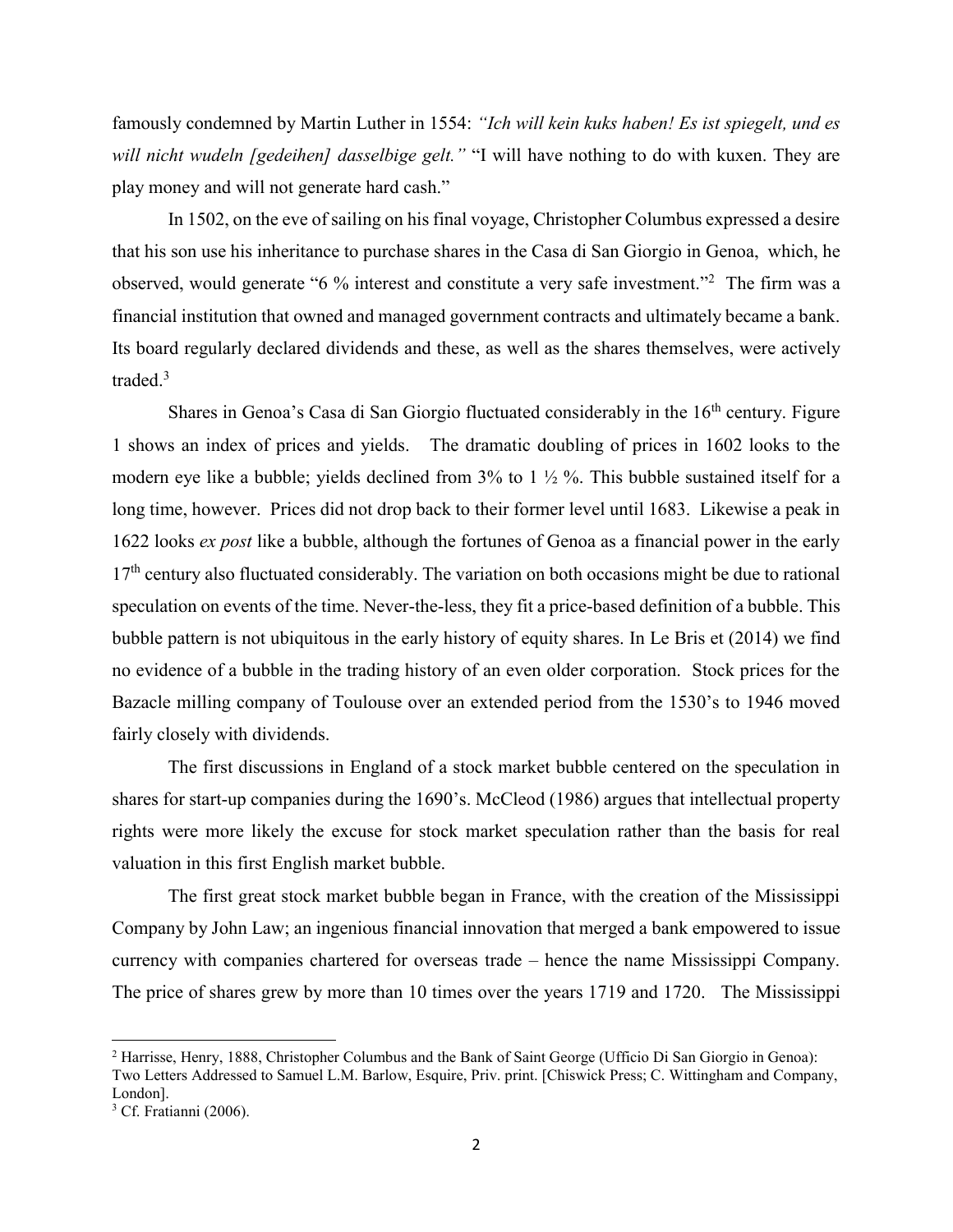famously condemned by Martin Luther in 1554: *"Ich will kein kuks haben! Es ist spiegelt, und es will nicht wudeln [gedeihen] dasselbige gelt."* "I will have nothing to do with kuxen. They are play money and will not generate hard cash."

In 1502, on the eve of sailing on his final voyage, Christopher Columbus expressed a desire that his son use his inheritance to purchase shares in the Casa di San Giorgio in Genoa, which, he observed, would generate "6 % interest and constitute a very safe investment."[2] The firm was a financial institution that owned and managed government contracts and ultimately became a bank. Its board regularly declared dividends and these, as well as the shares themselves, were actively traded.[3]

Shares in Genoa's Casa di San Giorgio fluctuated considerably in the 16th century. Figure 1 shows an index of prices and yields. The dramatic doubling of prices in 1602 looks to the modern eye like a bubble; yields declined from 3% to 1 ½ %. This bubble sustained itself for a long time, however. Prices did not drop back to their former level until 1683. Likewise a peak in 1622 looks *ex post* like a bubble, although the fortunes of Genoa as a financial power in the early 17th century also fluctuated considerably. The variation on both occasions might be due to rational speculation on events of the time. Never-the-less, they fit a price-based definition of a bubble. This bubble pattern is not ubiquitous in the early history of equity shares. In Le Bris et (2014) we find no evidence of a bubble in the trading history of an even older corporation. Stock prices for the Bazacle milling company of Toulouse over an extended period from the 1530's to 1946 moved fairly closely with dividends.

The first discussions in England of a stock market bubble centered on the speculation in shares for start-up companies during the 1690's. McCleod (1986) argues that intellectual property rights were more likely the excuse for stock market speculation rather than the basis for real valuation in this first English market bubble.

The first great stock market bubble began in France, with the creation of the Mississippi Company by John Law; an ingenious financial innovation that merged a bank empowered to issue currency with companies chartered for overseas trade – hence the name Mississippi Company. The price of shares grew by more than 10 times over the years 1719 and 1720. The Mississippi

---

[2] Harrisse, Henry, 1888, Christopher Columbus and the Bank of Saint George (Ufficio Di San Giorgio in Genoa): Two Letters Addressed to Samuel L.M. Barlow, Esquire, Priv. print. [Chiswick Press; C. Wittingham and Company, London].

[3] Cf. Fratianni (2006).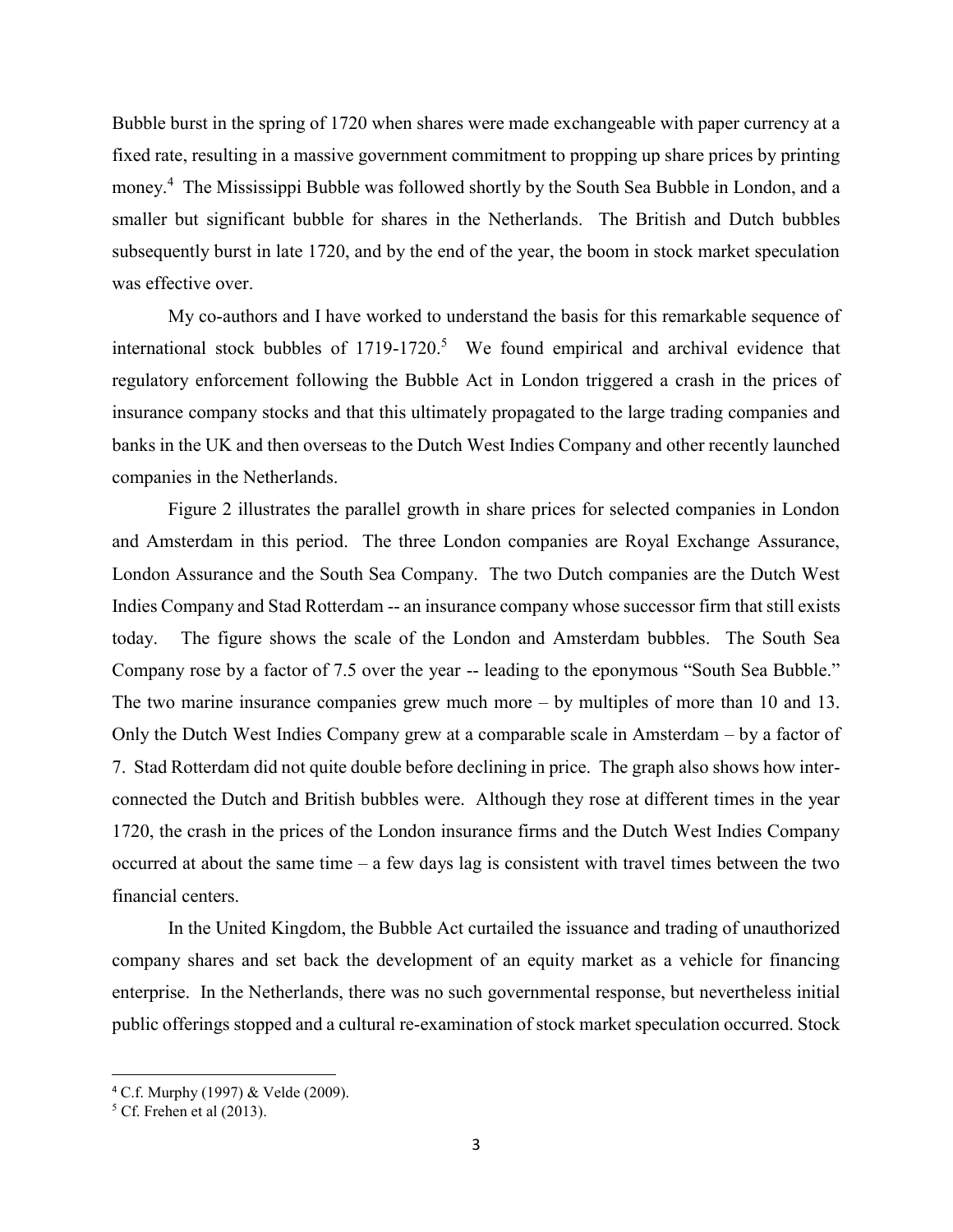Bubble burst in the spring of 1720 when shares were made exchangeable with paper currency at a fixed rate, resulting in a massive government commitment to propping up share prices by printing money.[4] The Mississippi Bubble was followed shortly by the South Sea Bubble in London, and a smaller but significant bubble for shares in the Netherlands. The British and Dutch bubbles subsequently burst in late 1720, and by the end of the year, the boom in stock market speculation was effective over.

My co-authors and I have worked to understand the basis for this remarkable sequence of international stock bubbles of 1719-1720.[5] We found empirical and archival evidence that regulatory enforcement following the Bubble Act in London triggered a crash in the prices of insurance company stocks and that this ultimately propagated to the large trading companies and banks in the UK and then overseas to the Dutch West Indies Company and other recently launched companies in the Netherlands.

Figure 2 illustrates the parallel growth in share prices for selected companies in London and Amsterdam in this period. The three London companies are Royal Exchange Assurance, London Assurance and the South Sea Company. The two Dutch companies are the Dutch West Indies Company and Stad Rotterdam -- an insurance company whose successor firm that still exists today. The figure shows the scale of the London and Amsterdam bubbles. The South Sea Company rose by a factor of 7.5 over the year -- leading to the eponymous "South Sea Bubble." The two marine insurance companies grew much more – by multiples of more than 10 and 13. Only the Dutch West Indies Company grew at a comparable scale in Amsterdam – by a factor of 7. Stad Rotterdam did not quite double before declining in price. The graph also shows how inter-connected the Dutch and British bubbles were. Although they rose at different times in the year 1720, the crash in the prices of the London insurance firms and the Dutch West Indies Company occurred at about the same time – a few days lag is consistent with travel times between the two financial centers.

In the United Kingdom, the Bubble Act curtailed the issuance and trading of unauthorized company shares and set back the development of an equity market as a vehicle for financing enterprise. In the Netherlands, there was no such governmental response, but nevertheless initial public offerings stopped and a cultural re-examination of stock market speculation occurred. Stock

[4] C.f. Murphy (1997) & Velde (2009).

[5] Cf. Frehen et al (2013).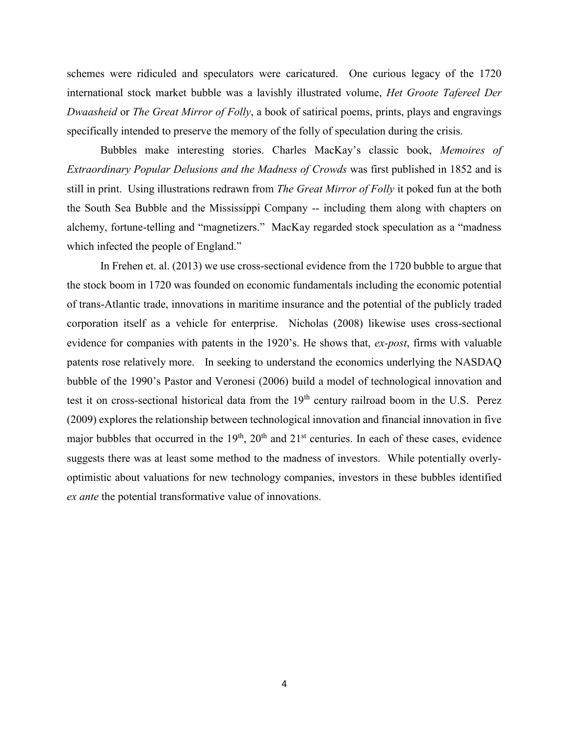schemes were ridiculed and speculators were caricatured. One curious legacy of the 1720 international stock market bubble was a lavishly illustrated volume, *Het Groote Tafereel Der Dwaasheid* or *The Great Mirror of Folly*, a book of satirical poems, prints, plays and engravings specifically intended to preserve the memory of the folly of speculation during the crisis.

Bubbles make interesting stories. Charles MacKay's classic book, *Memoires of Extraordinary Popular Delusions and the Madness of Crowds* was first published in 1852 and is still in print. Using illustrations redrawn from *The Great Mirror of Folly* it poked fun at the both the South Sea Bubble and the Mississippi Company -- including them along with chapters on alchemy, fortune-telling and "magnetizers." MacKay regarded stock speculation as a "madness which infected the people of England."

In Frehen et. al. (2013) we use cross-sectional evidence from the 1720 bubble to argue that the stock boom in 1720 was founded on economic fundamentals including the economic potential of trans-Atlantic trade, innovations in maritime insurance and the potential of the publicly traded corporation itself as a vehicle for enterprise. Nicholas (2008) likewise uses cross-sectional evidence for companies with patents in the 1920's. He shows that, *ex-post*, firms with valuable patents rose relatively more. In seeking to understand the economics underlying the NASDAQ bubble of the 1990's Pastor and Veronesi (2006) build a model of technological innovation and test it on cross-sectional historical data from the 19th century railroad boom in the U.S. Perez (2009) explores the relationship between technological innovation and financial innovation in five major bubbles that occurred in the 19th, 20th and 21st centuries. In each of these cases, evidence suggests there was at least some method to the madness of investors. While potentially overly-optimistic about valuations for new technology companies, investors in these bubbles identified *ex ante* the potential transformative value of innovations.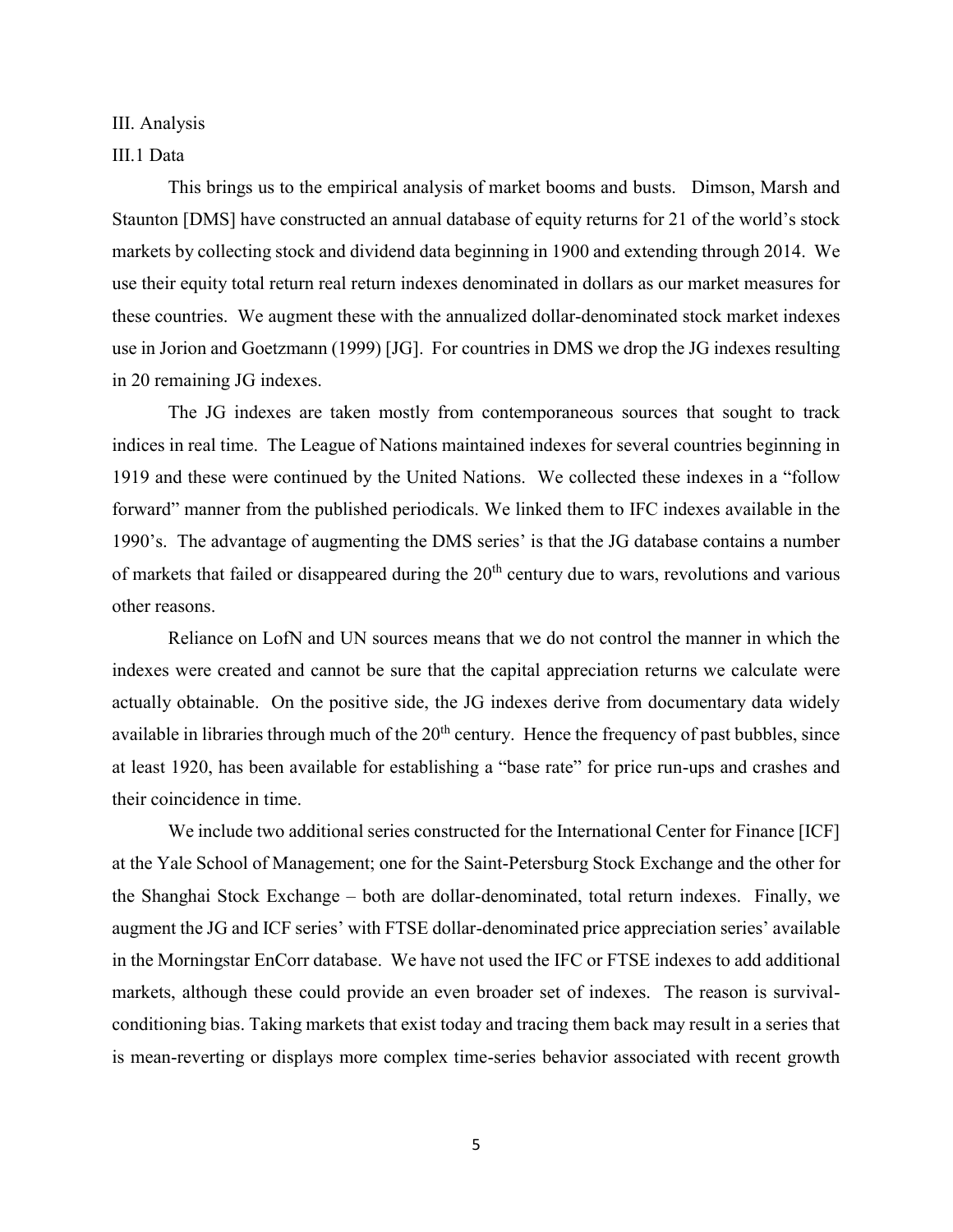## III. Analysis

### III.1 Data

This brings us to the empirical analysis of market booms and busts. Dimson, Marsh and Staunton [DMS] have constructed an annual database of equity returns for 21 of the world's stock markets by collecting stock and dividend data beginning in 1900 and extending through 2014. We use their equity total return real return indexes denominated in dollars as our market measures for these countries. We augment these with the annualized dollar-denominated stock market indexes use in Jorion and Goetzmann (1999) [JG]. For countries in DMS we drop the JG indexes resulting in 20 remaining JG indexes.

The JG indexes are taken mostly from contemporaneous sources that sought to track indices in real time. The League of Nations maintained indexes for several countries beginning in 1919 and these were continued by the United Nations. We collected these indexes in a "follow forward" manner from the published periodicals. We linked them to IFC indexes available in the 1990's. The advantage of augmenting the DMS series' is that the JG database contains a number of markets that failed or disappeared during the 20th century due to wars, revolutions and various other reasons.

Reliance on LofN and UN sources means that we do not control the manner in which the indexes were created and cannot be sure that the capital appreciation returns we calculate were actually obtainable. On the positive side, the JG indexes derive from documentary data widely available in libraries through much of the 20th century. Hence the frequency of past bubbles, since at least 1920, has been available for establishing a "base rate" for price run-ups and crashes and their coincidence in time.

We include two additional series constructed for the International Center for Finance [ICF] at the Yale School of Management; one for the Saint-Petersburg Stock Exchange and the other for the Shanghai Stock Exchange – both are dollar-denominated, total return indexes. Finally, we augment the JG and ICF series' with FTSE dollar-denominated price appreciation series' available in the Morningstar EnCorr database. We have not used the IFC or FTSE indexes to add additional markets, although these could provide an even broader set of indexes. The reason is survival-conditioning bias. Taking markets that exist today and tracing them back may result in a series that is mean-reverting or displays more complex time-series behavior associated with recent growth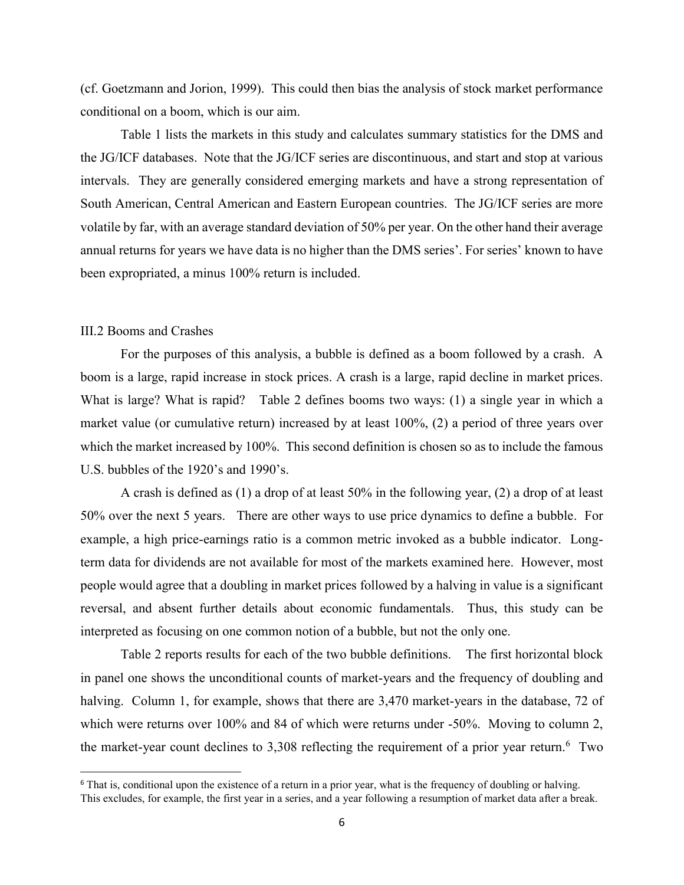(cf. Goetzmann and Jorion, 1999). This could then bias the analysis of stock market performance conditional on a boom, which is our aim.

Table 1 lists the markets in this study and calculates summary statistics for the DMS and the JG/ICF databases. Note that the JG/ICF series are discontinuous, and start and stop at various intervals. They are generally considered emerging markets and have a strong representation of South American, Central American and Eastern European countries. The JG/ICF series are more volatile by far, with an average standard deviation of 50% per year. On the other hand their average annual returns for years we have data is no higher than the DMS series'. For series' known to have been expropriated, a minus 100% return is included.

### III.2 Booms and Crashes

For the purposes of this analysis, a bubble is defined as a boom followed by a crash. A boom is a large, rapid increase in stock prices. A crash is a large, rapid decline in market prices. What is large? What is rapid? Table 2 defines booms two ways: (1) a single year in which a market value (or cumulative return) increased by at least 100%, (2) a period of three years over which the market increased by 100%. This second definition is chosen so as to include the famous U.S. bubbles of the 1920's and 1990's.

A crash is defined as (1) a drop of at least 50% in the following year, (2) a drop of at least 50% over the next 5 years. There are other ways to use price dynamics to define a bubble. For example, a high price-earnings ratio is a common metric invoked as a bubble indicator. Long-term data for dividends are not available for most of the markets examined here. However, most people would agree that a doubling in market prices followed by a halving in value is a significant reversal, and absent further details about economic fundamentals. Thus, this study can be interpreted as focusing on one common notion of a bubble, but not the only one.

Table 2 reports results for each of the two bubble definitions. The first horizontal block in panel one shows the unconditional counts of market-years and the frequency of doubling and halving. Column 1, for example, shows that there are 3,470 market-years in the database, 72 of which were returns over 100% and 84 of which were returns under -50%. Moving to column 2, the market-year count declines to 3,308 reflecting the requirement of a prior year return.[6] Two

[6] That is, conditional upon the existence of a return in a prior year, what is the frequency of doubling or halving. This excludes, for example, the first year in a series, and a year following a resumption of market data after a break.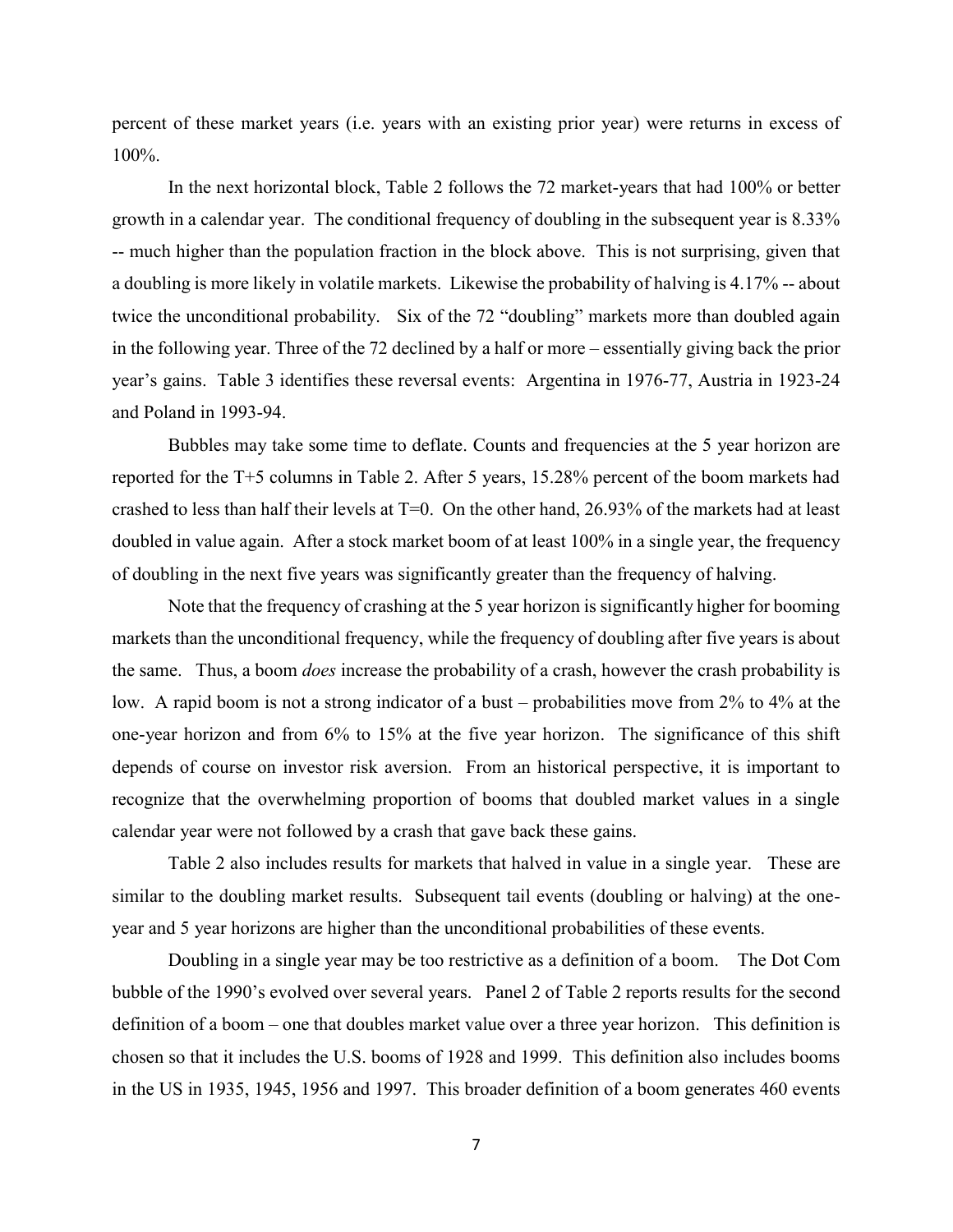percent of these market years (i.e. years with an existing prior year) were returns in excess of 100%.

In the next horizontal block, Table 2 follows the 72 market-years that had 100% or better growth in a calendar year. The conditional frequency of doubling in the subsequent year is 8.33% -- much higher than the population fraction in the block above. This is not surprising, given that a doubling is more likely in volatile markets. Likewise the probability of halving is 4.17% -- about twice the unconditional probability. Six of the 72 "doubling" markets more than doubled again in the following year. Three of the 72 declined by a half or more – essentially giving back the prior year's gains. Table 3 identifies these reversal events: Argentina in 1976-77, Austria in 1923-24 and Poland in 1993-94.

Bubbles may take some time to deflate. Counts and frequencies at the 5 year horizon are reported for the T+5 columns in Table 2. After 5 years, 15.28% percent of the boom markets had crashed to less than half their levels at T=0. On the other hand, 26.93% of the markets had at least doubled in value again. After a stock market boom of at least 100% in a single year, the frequency of doubling in the next five years was significantly greater than the frequency of halving.

Note that the frequency of crashing at the 5 year horizon is significantly higher for booming markets than the unconditional frequency, while the frequency of doubling after five years is about the same. Thus, a boom *does* increase the probability of a crash, however the crash probability is low. A rapid boom is not a strong indicator of a bust – probabilities move from 2% to 4% at the one-year horizon and from 6% to 15% at the five year horizon. The significance of this shift depends of course on investor risk aversion. From an historical perspective, it is important to recognize that the overwhelming proportion of booms that doubled market values in a single calendar year were not followed by a crash that gave back these gains.

Table 2 also includes results for markets that halved in value in a single year. These are similar to the doubling market results. Subsequent tail events (doubling or halving) at the one-year and 5 year horizons are higher than the unconditional probabilities of these events.

Doubling in a single year may be too restrictive as a definition of a boom. The Dot Com bubble of the 1990's evolved over several years. Panel 2 of Table 2 reports results for the second definition of a boom – one that doubles market value over a three year horizon. This definition is chosen so that it includes the U.S. booms of 1928 and 1999. This definition also includes booms in the US in 1935, 1945, 1956 and 1997. This broader definition of a boom generates 460 events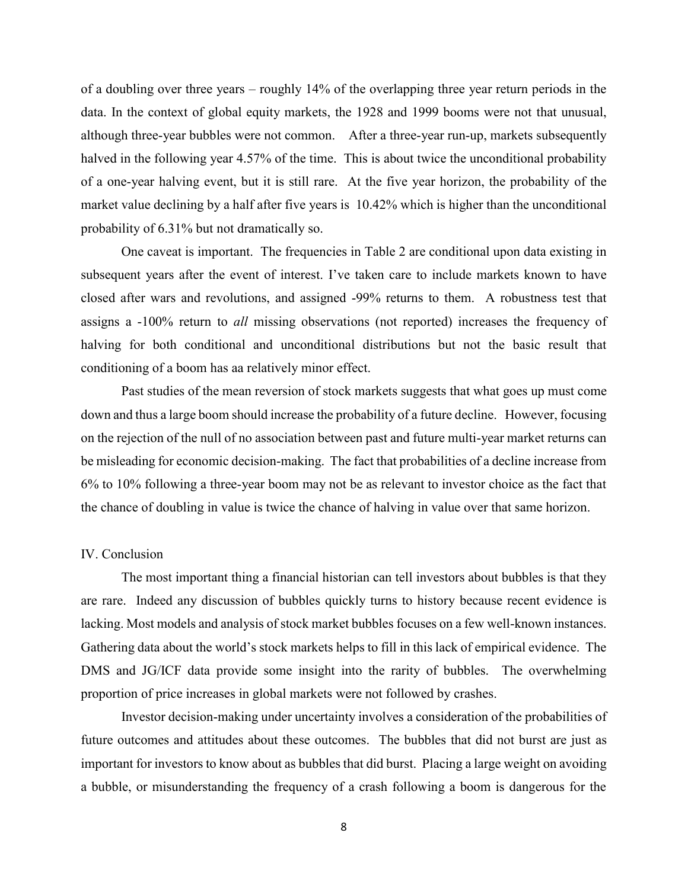of a doubling over three years – roughly 14% of the overlapping three year return periods in the data. In the context of global equity markets, the 1928 and 1999 booms were not that unusual, although three-year bubbles were not common. After a three-year run-up, markets subsequently halved in the following year 4.57% of the time. This is about twice the unconditional probability of a one-year halving event, but it is still rare. At the five year horizon, the probability of the market value declining by a half after five years is 10.42% which is higher than the unconditional probability of 6.31% but not dramatically so.

One caveat is important. The frequencies in Table 2 are conditional upon data existing in subsequent years after the event of interest. I've taken care to include markets known to have closed after wars and revolutions, and assigned -99% returns to them. A robustness test that assigns a -100% return to *all* missing observations (not reported) increases the frequency of halving for both conditional and unconditional distributions but not the basic result that conditioning of a boom has aa relatively minor effect.

Past studies of the mean reversion of stock markets suggests that what goes up must come down and thus a large boom should increase the probability of a future decline. However, focusing on the rejection of the null of no association between past and future multi-year market returns can be misleading for economic decision-making. The fact that probabilities of a decline increase from 6% to 10% following a three-year boom may not be as relevant to investor choice as the fact that the chance of doubling in value is twice the chance of halving in value over that same horizon.

## IV. Conclusion

The most important thing a financial historian can tell investors about bubbles is that they are rare. Indeed any discussion of bubbles quickly turns to history because recent evidence is lacking. Most models and analysis of stock market bubbles focuses on a few well-known instances. Gathering data about the world's stock markets helps to fill in this lack of empirical evidence. The DMS and JG/ICF data provide some insight into the rarity of bubbles. The overwhelming proportion of price increases in global markets were not followed by crashes.

Investor decision-making under uncertainty involves a consideration of the probabilities of future outcomes and attitudes about these outcomes. The bubbles that did not burst are just as important for investors to know about as bubbles that did burst. Placing a large weight on avoiding a bubble, or misunderstanding the frequency of a crash following a boom is dangerous for the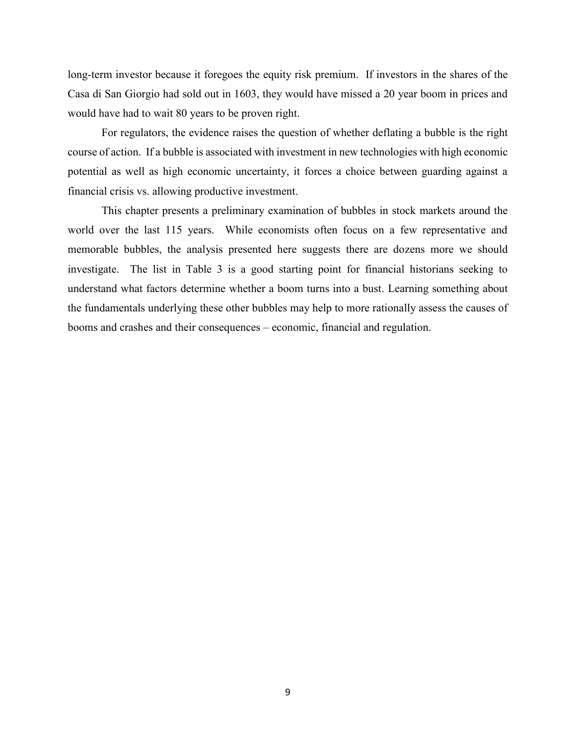long-term investor because it foregoes the equity risk premium. If investors in the shares of the Casa di San Giorgio had sold out in 1603, they would have missed a 20 year boom in prices and would have had to wait 80 years to be proven right.

For regulators, the evidence raises the question of whether deflating a bubble is the right course of action. If a bubble is associated with investment in new technologies with high economic potential as well as high economic uncertainty, it forces a choice between guarding against a financial crisis vs. allowing productive investment.

This chapter presents a preliminary examination of bubbles in stock markets around the world over the last 115 years. While economists often focus on a few representative and memorable bubbles, the analysis presented here suggests there are dozens more we should investigate. The list in Table 3 is a good starting point for financial historians seeking to understand what factors determine whether a boom turns into a bust. Learning something about the fundamentals underlying these other bubbles may help to more rationally assess the causes of booms and crashes and their consequences – economic, financial and regulation.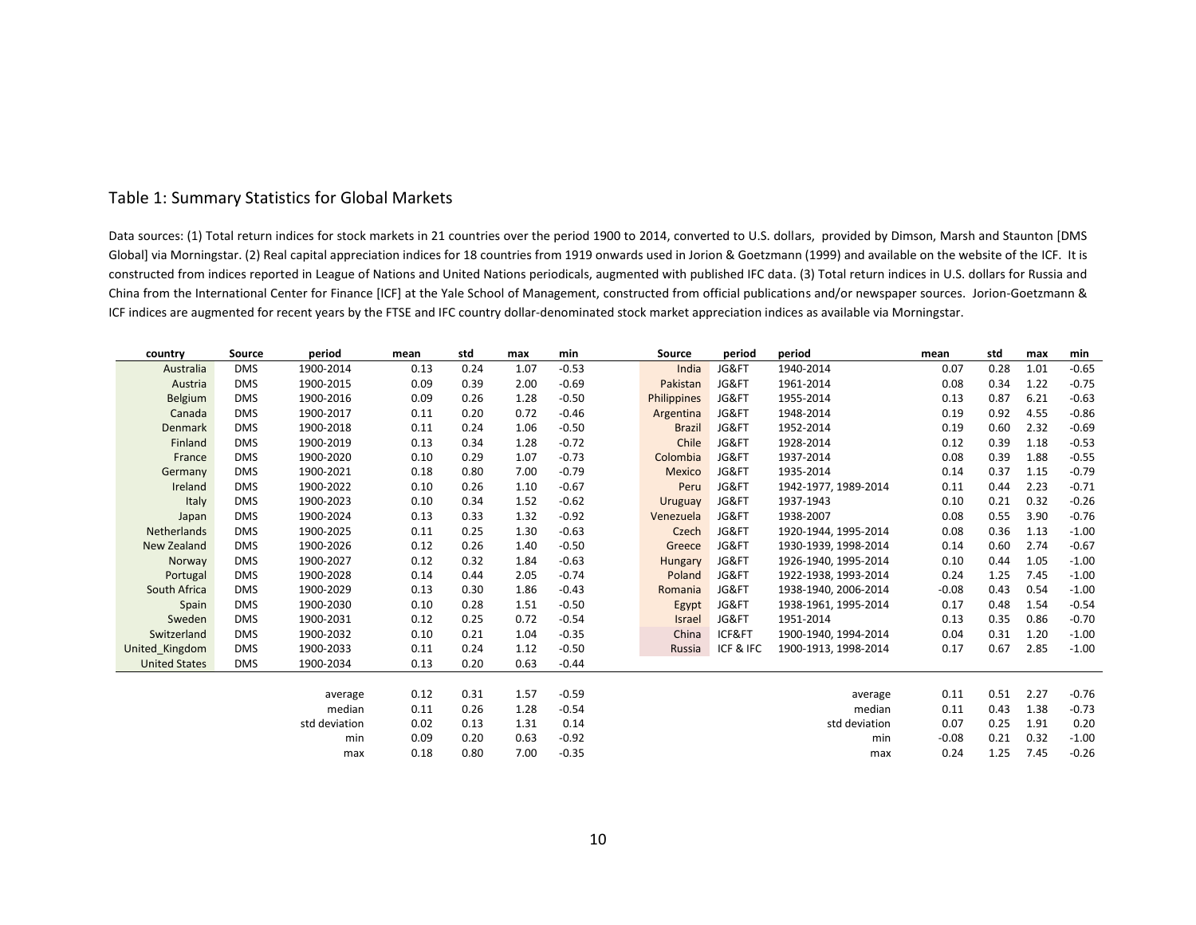## Table 1: Summary Statistics for Global Markets

Data sources: (1) Total return indices for stock markets in 21 countries over the period 1900 to 2014, converted to U.S. dollars, provided by Dimson, Marsh and Staunton [DMS Global] via Morningstar. (2) Real capital appreciation indices for 18 countries from 1919 onwards used in Jorion & Goetzmann (1999) and available on the website of the ICF. It is constructed from indices reported in League of Nations and United Nations periodicals, augmented with published IFC data. (3) Total return indices in U.S. dollars for Russia and China from the International Center for Finance [ICF] at the Yale School of Management, constructed from official publications and/or newspaper sources. Jorion-Goetzmann & ICF indices are augmented for recent years by the FTSE and IFC country dollar-denominated stock market appreciation indices as available via Morningstar.

| country | Source | period | mean | std | max | min | Source | period | period | mean | std | max | min |
|---|---|---|---|---|---|---|---|---|---|---|---|---|---|
| Australia | DMS | 1900-2014 | 0.13 | 0.24 | 1.07 | -0.53 | India | JG&FT | 1940-2014 | 0.07 | 0.28 | 1.01 | -0.65 |
| Austria | DMS | 1900-2015 | 0.09 | 0.39 | 2.00 | -0.69 | Pakistan | JG&FT | 1961-2014 | 0.08 | 0.34 | 1.22 | -0.75 |
| Belgium | DMS | 1900-2016 | 0.09 | 0.26 | 1.28 | -0.50 | Philippines | JG&FT | 1955-2014 | 0.13 | 0.87 | 6.21 | -0.63 |
| Canada | DMS | 1900-2017 | 0.11 | 0.20 | 0.72 | -0.46 | Argentina | JG&FT | 1948-2014 | 0.19 | 0.92 | 4.55 | -0.86 |
| Denmark | DMS | 1900-2018 | 0.11 | 0.24 | 1.06 | -0.50 | Brazil | JG&FT | 1952-2014 | 0.19 | 0.60 | 2.32 | -0.69 |
| Finland | DMS | 1900-2019 | 0.13 | 0.34 | 1.28 | -0.72 | Chile | JG&FT | 1928-2014 | 0.12 | 0.39 | 1.18 | -0.53 |
| France | DMS | 1900-2020 | 0.10 | 0.29 | 1.07 | -0.73 | Colombia | JG&FT | 1937-2014 | 0.08 | 0.39 | 1.88 | -0.55 |
| Germany | DMS | 1900-2021 | 0.18 | 0.80 | 7.00 | -0.79 | Mexico | JG&FT | 1935-2014 | 0.14 | 0.37 | 1.15 | -0.79 |
| Ireland | DMS | 1900-2022 | 0.10 | 0.26 | 1.10 | -0.67 | Peru | JG&FT | 1942-1977, 1989-2014 | 0.11 | 0.44 | 2.23 | -0.71 |
| Italy | DMS | 1900-2023 | 0.10 | 0.34 | 1.52 | -0.62 | Uruguay | JG&FT | 1937-1943 | 0.10 | 0.21 | 0.32 | -0.26 |
| Japan | DMS | 1900-2024 | 0.13 | 0.33 | 1.32 | -0.92 | Venezuela | JG&FT | 1938-2007 | 0.08 | 0.55 | 3.90 | -0.76 |
| Netherlands | DMS | 1900-2025 | 0.11 | 0.25 | 1.30 | -0.63 | Czech | JG&FT | 1920-1944, 1995-2014 | 0.08 | 0.36 | 1.13 | -1.00 |
| New Zealand | DMS | 1900-2026 | 0.12 | 0.26 | 1.40 | -0.50 | Greece | JG&FT | 1930-1939, 1998-2014 | 0.14 | 0.60 | 2.74 | -0.67 |
| Norway | DMS | 1900-2027 | 0.12 | 0.32 | 1.84 | -0.63 | Hungary | JG&FT | 1926-1940, 1995-2014 | 0.10 | 0.44 | 1.05 | -1.00 |
| Portugal | DMS | 1900-2028 | 0.14 | 0.44 | 2.05 | -0.74 | Poland | JG&FT | 1922-1938, 1993-2014 | 0.24 | 1.25 | 7.45 | -1.00 |
| South Africa | DMS | 1900-2029 | 0.13 | 0.30 | 1.86 | -0.43 | Romania | JG&FT | 1938-1940, 2006-2014 | -0.08 | 0.43 | 0.54 | -1.00 |
| Spain | DMS | 1900-2030 | 0.10 | 0.28 | 1.51 | -0.50 | Egypt | JG&FT | 1938-1961, 1995-2014 | 0.17 | 0.48 | 1.54 | -0.54 |
| Sweden | DMS | 1900-2031 | 0.12 | 0.25 | 0.72 | -0.54 | Israel | JG&FT | 1951-2014 | 0.13 | 0.35 | 0.86 | -0.70 |
| Switzerland | DMS | 1900-2032 | 0.10 | 0.21 | 1.04 | -0.35 | China | ICF&FT | 1900-1940, 1994-2014 | 0.04 | 0.31 | 1.20 | -1.00 |
| United_Kingdom | DMS | 1900-2033 | 0.11 | 0.24 | 1.12 | -0.50 | Russia | ICF & IFC | 1900-1913, 1998-2014 | 0.17 | 0.67 | 2.85 | -1.00 |
| United States | DMS | 1900-2034 | 0.13 | 0.20 | 0.63 | -0.44 | | | | | | | |
| | | average | 0.12 | 0.31 | 1.57 | -0.59 | | | average | 0.11 | 0.51 | 2.27 | -0.76 |
| | | median | 0.11 | 0.26 | 1.28 | -0.54 | | | median | 0.11 | 0.43 | 1.38 | -0.73 |
| | | std deviation | 0.02 | 0.13 | 1.31 | 0.14 | | | std deviation | 0.07 | 0.25 | 1.91 | 0.20 |
| | | min | 0.09 | 0.20 | 0.63 | -0.92 | | | min | -0.08 | 0.21 | 0.32 | -1.00 |
| | | max | 0.18 | 0.80 | 7.00 | -0.35 | | | max | 0.24 | 1.25 | 7.45 | -0.26 |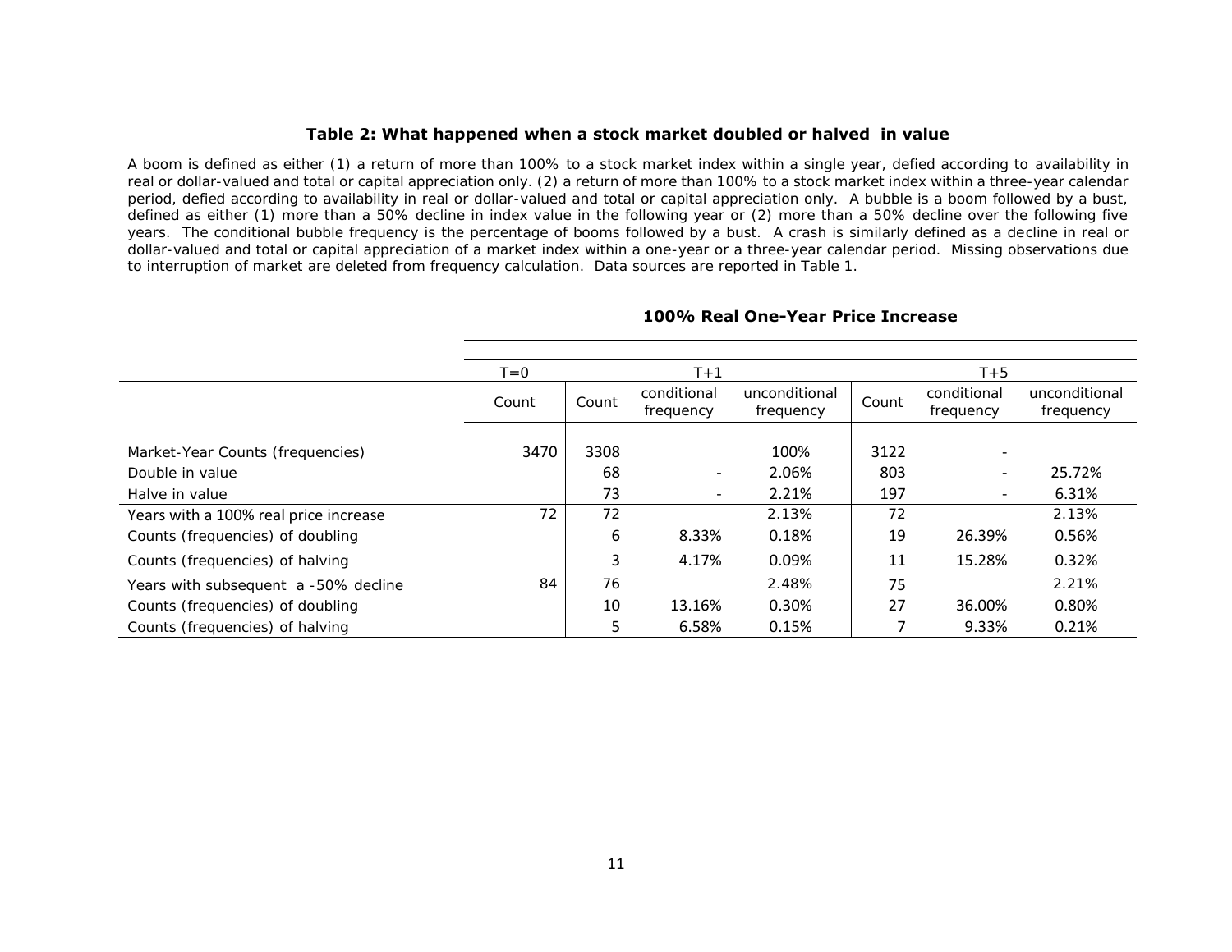### Table 2: What happened when a stock market doubled or halved in value

A boom is defined as either (1) a return of more than 100% to a stock market index within a single year, defied according to availability in real or dollar-valued and total or capital appreciation only. (2) a return of more than 100% to a stock market index within a three-year calendar period, defied according to availability in real or dollar-valued and total or capital appreciation only. A bubble is a boom followed by a bust, defined as either (1) more than a 50% decline in index value in the following year or (2) more than a 50% decline over the following five years. The conditional bubble frequency is the percentage of booms followed by a bust. A crash is similarly defined as a decline in real or dollar-valued and total or capital appreciation of a market index within a one-year or a three-year calendar period. Missing observations due to interruption of market are deleted from frequency calculation. Data sources are reported in Table 1.

**100% Real One-Year Price Increase**

| | T=0 | T+1 | | | T+5 | | |
|---|---|---|---|---|---|---|---|
| | Count | Count | conditional frequency | unconditional frequency | Count | conditional frequency | unconditional frequency |
| Market-Year Counts (frequencies) | 3470 | 3308 | | 100% | 3122 | - | |
| Double in value | | 68 | - | 2.06% | 803 | - | 25.72% |
| Halve in value | | 73 | - | 2.21% | 197 | - | 6.31% |
| Years with a 100% real price increase | 72 | 72 | | 2.13% | 72 | | 2.13% |
| Counts (frequencies) of doubling | | 6 | 8.33% | 0.18% | 19 | 26.39% | 0.56% |
| Counts (frequencies) of halving | | 3 | 4.17% | 0.09% | 11 | 15.28% | 0.32% |
| Years with subsequent a -50% decline | 84 | 76 | | 2.48% | 75 | | 2.21% |
| Counts (frequencies) of doubling | | 10 | 13.16% | 0.30% | 27 | 36.00% | 0.80% |
| Counts (frequencies) of halving | | 5 | 6.58% | 0.15% | 7 | 9.33% | 0.21% |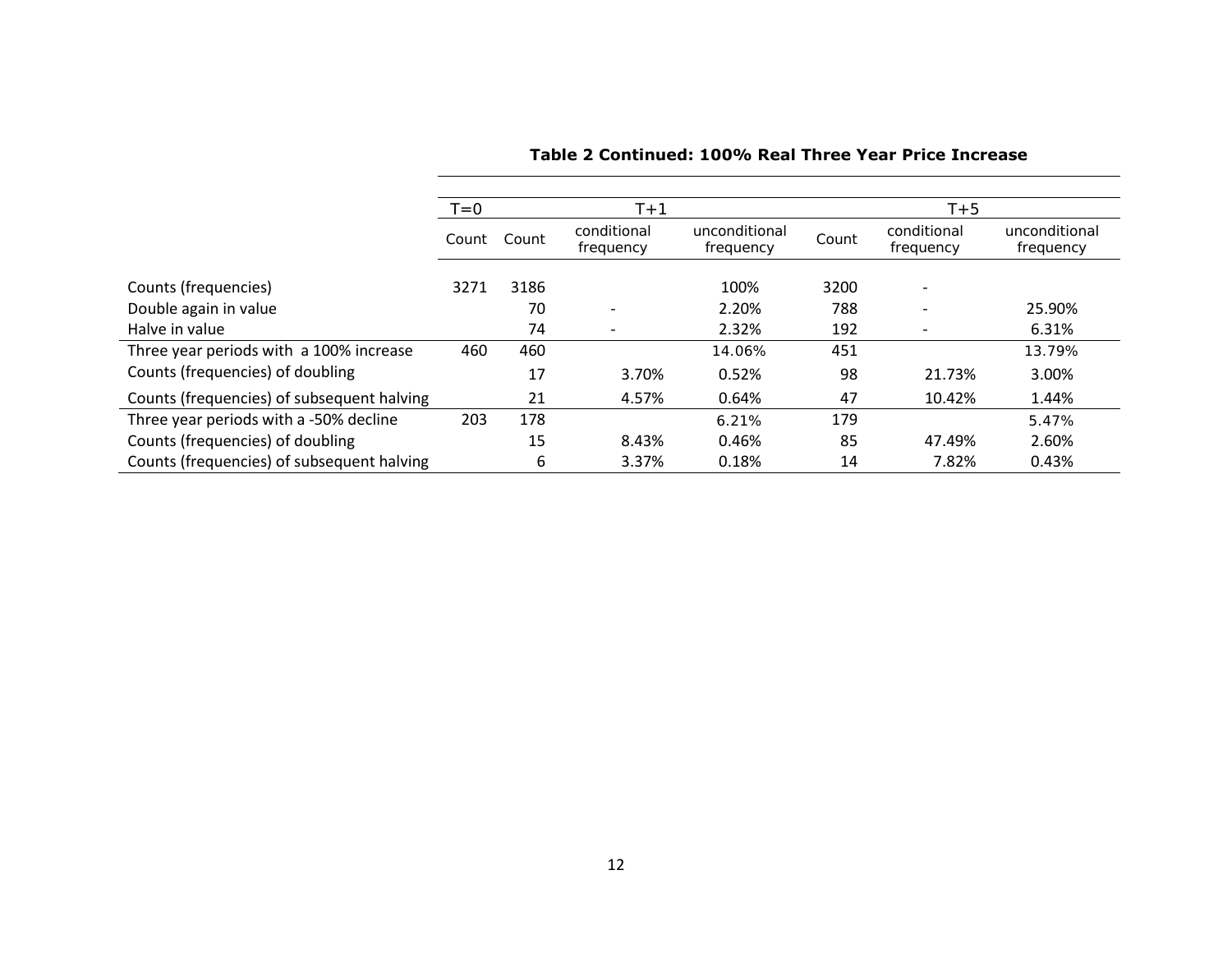### Table 2 Continued: 100% Real Three Year Price Increase

| | T=0 | T+1 | | | T+5 | | |
|---|---|---|---|---|---|---|---|
| | Count | Count | conditional frequency | unconditional frequency | Count | conditional frequency | unconditional frequency |
| Counts (frequencies) | 3271 | 3186 | | 100% | 3200 | - | |
| Double again in value | | 70 | - | 2.20% | 788 | - | 25.90% |
| Halve in value | | 74 | - | 2.32% | 192 | - | 6.31% |
| Three year periods with a 100% increase | 460 | 460 | | 14.06% | 451 | | 13.79% |
| Counts (frequencies) of doubling | | 17 | 3.70% | 0.52% | 98 | 21.73% | 3.00% |
| Counts (frequencies) of subsequent halving | | 21 | 4.57% | 0.64% | 47 | 10.42% | 1.44% |
| Three year periods with a -50% decline | 203 | 178 | | 6.21% | 179 | | 5.47% |
| Counts (frequencies) of doubling | | 15 | 8.43% | 0.46% | 85 | 47.49% | 2.60% |
| Counts (frequencies) of subsequent halving | | 6 | 3.37% | 0.18% | 14 | 7.82% | 0.43% |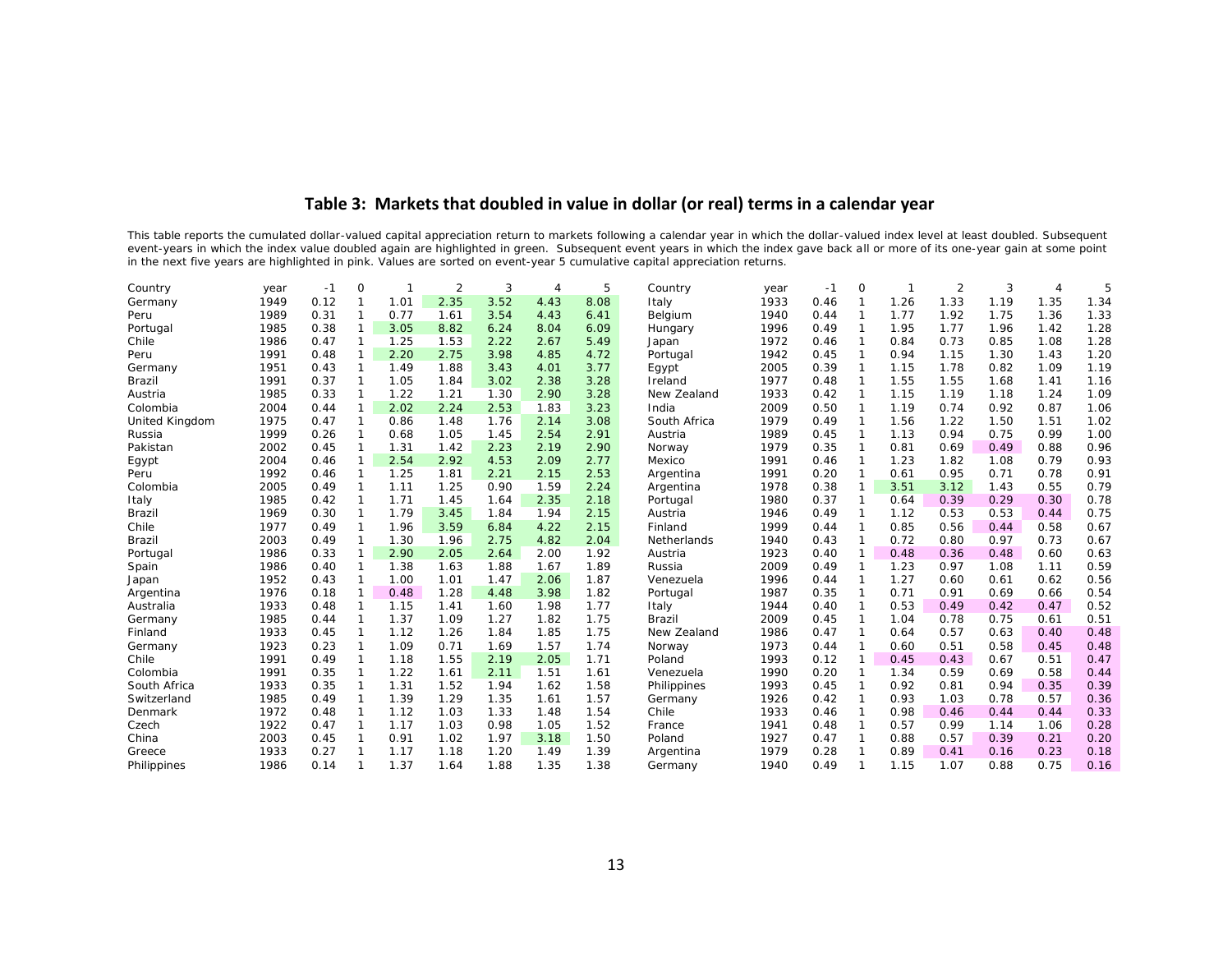## Table 3: Markets that doubled in value in dollar (or real) terms in a calendar year

This table reports the cumulated dollar-valued capital appreciation return to markets following a calendar year in which the dollar-valued index level at least doubled. Subsequent event-years in which the index value doubled again are highlighted in green. Subsequent event years in which the index gave back all or more of its one-year gain at some point in the next five years are highlighted in pink. Values are sorted on event-year 5 cumulative capital appreciation returns.

| Country | year | -1 | 0 | 1 | 2 | 3 | 4 | 5 |
|---|---|---|---|---|---|---|---|---|
| Germany | 1949 | 0.12 | 1 | 1.01 | 2.35 | 3.52 | 4.43 | 8.08 |
| Peru | 1989 | 0.31 | 1 | 0.77 | 1.61 | 3.54 | 4.43 | 6.41 |
| Portugal | 1985 | 0.38 | 1 | 3.05 | 8.82 | 6.24 | 8.04 | 6.09 |
| Chile | 1986 | 0.47 | 1 | 1.25 | 1.53 | 2.22 | 2.67 | 5.49 |
| Peru | 1991 | 0.48 | 1 | 2.20 | 2.75 | 3.98 | 4.85 | 4.72 |
| Germany | 1951 | 0.43 | 1 | 1.49 | 1.88 | 3.43 | 4.01 | 3.77 |
| Brazil | 1991 | 0.37 | 1 | 1.05 | 1.84 | 3.02 | 2.38 | 3.28 |
| Austria | 1985 | 0.33 | 1 | 1.22 | 1.21 | 1.30 | 2.90 | 3.28 |
| Colombia | 2004 | 0.44 | 1 | 2.02 | 2.24 | 2.53 | 1.83 | 3.23 |
| United Kingdom | 1975 | 0.47 | 1 | 0.86 | 1.48 | 1.76 | 2.14 | 3.08 |
| Russia | 1999 | 0.26 | 1 | 0.68 | 1.05 | 1.45 | 2.54 | 2.91 |
| Pakistan | 2002 | 0.45 | 1 | 1.31 | 1.42 | 2.23 | 2.19 | 2.90 |
| Egypt | 2004 | 0.46 | 1 | 2.54 | 2.92 | 4.53 | 2.09 | 2.77 |
| Peru | 1992 | 0.46 | 1 | 1.25 | 1.81 | 2.21 | 2.15 | 2.53 |
| Colombia | 2005 | 0.49 | 1 | 1.11 | 1.25 | 0.90 | 1.59 | 2.24 |
| Italy | 1985 | 0.42 | 1 | 1.71 | 1.45 | 1.64 | 2.35 | 2.18 |
| Brazil | 1969 | 0.30 | 1 | 1.79 | 3.45 | 1.84 | 1.94 | 2.15 |
| Chile | 1977 | 0.49 | 1 | 1.96 | 3.59 | 6.84 | 4.22 | 2.15 |
| Brazil | 2003 | 0.49 | 1 | 1.30 | 1.96 | 2.75 | 4.82 | 2.04 |
| Portugal | 1986 | 0.33 | 1 | 2.90 | 2.05 | 2.64 | 2.00 | 1.92 |
| Spain | 1986 | 0.40 | 1 | 1.38 | 1.63 | 1.88 | 1.67 | 1.89 |
| Japan | 1952 | 0.43 | 1 | 1.00 | 1.01 | 1.47 | 2.06 | 1.87 |
| Argentina | 1976 | 0.18 | 1 | 0.48 | 1.28 | 4.48 | 3.98 | 1.82 |
| Australia | 1933 | 0.48 | 1 | 1.15 | 1.41 | 1.60 | 1.98 | 1.77 |
| Germany | 1985 | 0.44 | 1 | 1.37 | 1.09 | 1.27 | 1.82 | 1.75 |
| Finland | 1933 | 0.45 | 1 | 1.12 | 1.26 | 1.84 | 1.85 | 1.75 |
| Germany | 1923 | 0.23 | 1 | 1.09 | 0.71 | 1.69 | 1.57 | 1.74 |
| Chile | 1991 | 0.49 | 1 | 1.18 | 1.55 | 2.19 | 2.05 | 1.71 |
| Colombia | 1991 | 0.35 | 1 | 1.22 | 1.61 | 2.11 | 1.51 | 1.61 |
| South Africa | 1933 | 0.35 | 1 | 1.31 | 1.52 | 1.94 | 1.62 | 1.58 |
| Switzerland | 1985 | 0.49 | 1 | 1.39 | 1.29 | 1.35 | 1.61 | 1.57 |
| Denmark | 1972 | 0.48 | 1 | 1.12 | 1.03 | 1.33 | 1.48 | 1.54 |
| Czech | 1922 | 0.47 | 1 | 1.17 | 1.03 | 0.98 | 1.05 | 1.52 |
| China | 2003 | 0.45 | 1 | 0.91 | 1.02 | 1.97 | 3.18 | 1.50 |
| Greece | 1933 | 0.27 | 1 | 1.17 | 1.18 | 1.20 | 1.49 | 1.39 |
| Philippines | 1986 | 0.14 | 1 | 1.37 | 1.64 | 1.88 | 1.35 | 1.38 |
| Italy | 1933 | 0.46 | 1 | 1.26 | 1.33 | 1.19 | 1.35 | 1.34 |
| Belgium | 1940 | 0.44 | 1 | 1.77 | 1.92 | 1.75 | 1.36 | 1.33 |
| Hungary | 1996 | 0.49 | 1 | 1.95 | 1.77 | 1.96 | 1.42 | 1.28 |
| Japan | 1972 | 0.46 | 1 | 0.84 | 0.73 | 0.85 | 1.08 | 1.28 |
| Portugal | 1942 | 0.45 | 1 | 0.94 | 1.15 | 1.30 | 1.43 | 1.20 |
| Egypt | 2005 | 0.39 | 1 | 1.15 | 1.78 | 0.82 | 1.09 | 1.19 |
| Ireland | 1977 | 0.48 | 1 | 1.55 | 1.55 | 1.68 | 1.41 | 1.16 |
| New Zealand | 1933 | 0.42 | 1 | 1.15 | 1.19 | 1.18 | 1.24 | 1.09 |
| India | 2009 | 0.50 | 1 | 1.19 | 0.74 | 0.92 | 0.87 | 1.06 |
| South Africa | 1979 | 0.49 | 1 | 1.56 | 1.22 | 1.50 | 1.51 | 1.02 |
| Austria | 1989 | 0.45 | 1 | 1.13 | 0.94 | 0.75 | 0.99 | 1.00 |
| Norway | 1979 | 0.35 | 1 | 0.81 | 0.69 | 0.49 | 0.88 | 0.96 |
| Mexico | 1991 | 0.46 | 1 | 1.23 | 1.82 | 1.08 | 0.79 | 0.93 |
| Argentina | 1991 | 0.20 | 1 | 0.61 | 0.95 | 0.71 | 0.78 | 0.91 |
| Argentina | 1978 | 0.38 | 1 | 3.51 | 3.12 | 1.43 | 0.55 | 0.79 |
| Portugal | 1980 | 0.37 | 1 | 0.64 | 0.39 | 0.29 | 0.30 | 0.78 |
| Austria | 1946 | 0.49 | 1 | 1.12 | 0.53 | 0.53 | 0.44 | 0.75 |
| Finland | 1999 | 0.44 | 1 | 0.85 | 0.56 | 0.44 | 0.58 | 0.67 |
| Netherlands | 1940 | 0.43 | 1 | 0.72 | 0.80 | 0.97 | 0.73 | 0.67 |
| Austria | 1923 | 0.40 | 1 | 0.48 | 0.36 | 0.48 | 0.60 | 0.63 |
| Russia | 2009 | 0.49 | 1 | 1.23 | 0.97 | 1.08 | 1.11 | 0.59 |
| Venezuela | 1996 | 0.44 | 1 | 1.27 | 0.60 | 0.61 | 0.62 | 0.56 |
| Portugal | 1987 | 0.35 | 1 | 0.71 | 0.91 | 0.69 | 0.66 | 0.54 |
| Italy | 1944 | 0.40 | 1 | 0.53 | 0.49 | 0.42 | 0.47 | 0.52 |
| Brazil | 2009 | 0.45 | 1 | 1.04 | 0.78 | 0.75 | 0.61 | 0.51 |
| New Zealand | 1986 | 0.47 | 1 | 0.64 | 0.57 | 0.63 | 0.40 | 0.48 |
| Norway | 1973 | 0.44 | 1 | 0.60 | 0.51 | 0.58 | 0.45 | 0.48 |
| Poland | 1993 | 0.12 | 1 | 0.45 | 0.43 | 0.67 | 0.51 | 0.47 |
| Venezuela | 1990 | 0.20 | 1 | 1.34 | 0.59 | 0.69 | 0.58 | 0.44 |
| Philippines | 1993 | 0.45 | 1 | 0.92 | 0.81 | 0.94 | 0.35 | 0.39 |
| Germany | 1926 | 0.42 | 1 | 0.93 | 1.03 | 0.78 | 0.57 | 0.36 |
| Chile | 1933 | 0.46 | 1 | 0.98 | 0.46 | 0.44 | 0.44 | 0.33 |
| France | 1941 | 0.48 | 1 | 0.57 | 0.99 | 1.14 | 1.06 | 0.28 |
| Poland | 1927 | 0.47 | 1 | 0.88 | 0.57 | 0.39 | 0.21 | 0.20 |
| Argentina | 1979 | 0.28 | 1 | 0.89 | 0.41 | 0.16 | 0.23 | 0.18 |
| Germany | 1940 | 0.49 | 1 | 1.15 | 1.07 | 0.88 | 0.75 | 0.16 |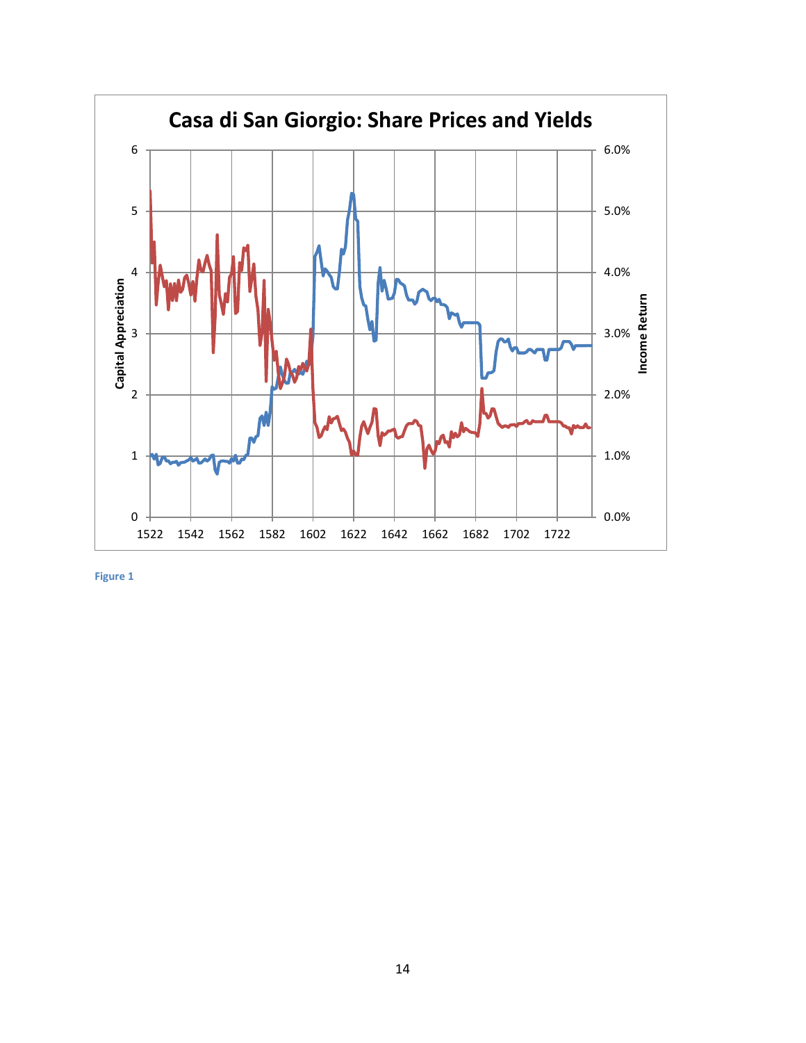Figure 1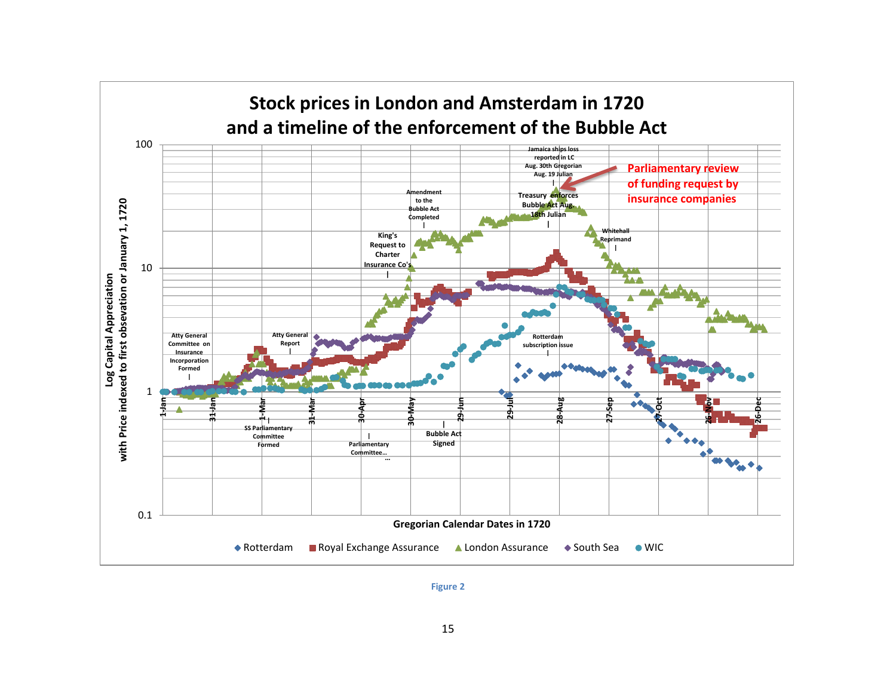**Stock prices in London and Amsterdam in 1720 and a timeline of the enforcement of the Bubble Act**

Log Capital Appreciation with Price indexed to first obsevation or January 1, 1720

100

10

1

0.1

Atty General Committee on Insurance Incorporation Formed

Atty General Report

SS Parliamentary Committee Formed

Parliamentary Committee...

King's Request to Charter Insurance Co's

Amendment to the Bubble Act Completed

Bubble Act Signed

Rotterdam subscription issue

Treasury enforces Bubble Act Aug. 18th Julian

Jamaica ships loss reported in LC Aug. 30th Gregorian Aug. 19 Julian

Parliamentary review of funding request by insurance companies

Whitehall Reprimand

1-Jan, 31-Jan, 1-Mar, 31-Mar, 30-Apr, 30-May, 29-Jun, 29-Jul, 28-Aug, 27-Sep, 27-Oct, 26-Nov, 26-Dec

Gregorian Calendar Dates in 1720

◆ Rotterdam ■ Royal Exchange Assurance ▲ London Assurance ◆ South Sea ● WIC

Figure 2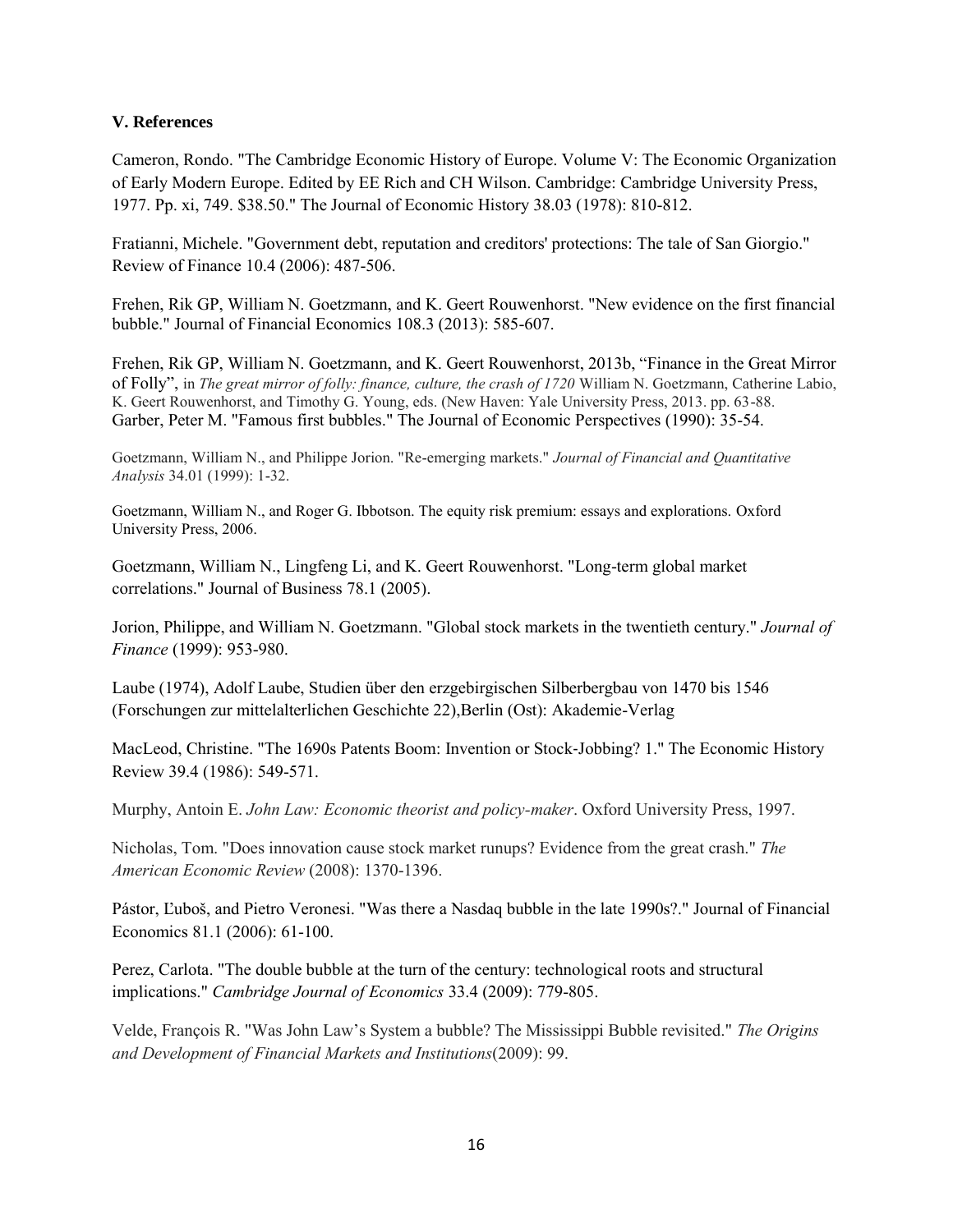### V. References

Cameron, Rondo. "The Cambridge Economic History of Europe. Volume V: The Economic Organization of Early Modern Europe. Edited by EE Rich and CH Wilson. Cambridge: Cambridge University Press, 1977. Pp. xi, 749. $38.50." The Journal of Economic History 38.03 (1978): 810-812.

Fratianni, Michele. "Government debt, reputation and creditors' protections: The tale of San Giorgio." Review of Finance 10.4 (2006): 487-506.

Frehen, Rik GP, William N. Goetzmann, and K. Geert Rouwenhorst. "New evidence on the first financial bubble." Journal of Financial Economics 108.3 (2013): 585-607.

Frehen, Rik GP, William N. Goetzmann, and K. Geert Rouwenhorst, 2013b, "Finance in the Great Mirror of Folly", in *The great mirror of folly: finance, culture, the crash of 1720* William N. Goetzmann, Catherine Labio, K. Geert Rouwenhorst, and Timothy G. Young, eds. (New Haven: Yale University Press, 2013. pp. 63-88.

Garber, Peter M. "Famous first bubbles." The Journal of Economic Perspectives (1990): 35-54.

Goetzmann, William N., and Philippe Jorion. "Re-emerging markets." *Journal of Financial and Quantitative Analysis* 34.01 (1999): 1-32.

Goetzmann, William N., and Roger G. Ibbotson. The equity risk premium: essays and explorations. Oxford University Press, 2006.

Goetzmann, William N., Lingfeng Li, and K. Geert Rouwenhorst. "Long-term global market correlations." Journal of Business 78.1 (2005).

Jorion, Philippe, and William N. Goetzmann. "Global stock markets in the twentieth century." *Journal of Finance* (1999): 953-980.

Laube (1974), Adolf Laube, Studien über den erzgebirgischen Silberbergbau von 1470 bis 1546 (Forschungen zur mittelalterlichen Geschichte 22),Berlin (Ost): Akademie-Verlag

MacLeod, Christine. "The 1690s Patents Boom: Invention or Stock-Jobbing? 1." The Economic History Review 39.4 (1986): 549-571.

Murphy, Antoin E. *John Law: Economic theorist and policy-maker*. Oxford University Press, 1997.

Nicholas, Tom. "Does innovation cause stock market runups? Evidence from the great crash." *The American Economic Review* (2008): 1370-1396.

Pástor, Ľuboš, and Pietro Veronesi. "Was there a Nasdaq bubble in the late 1990s?." Journal of Financial Economics 81.1 (2006): 61-100.

Perez, Carlota. "The double bubble at the turn of the century: technological roots and structural implications." *Cambridge Journal of Economics* 33.4 (2009): 779-805.

Velde, François R. "Was John Law's System a bubble? The Mississippi Bubble revisited." *The Origins and Development of Financial Markets and Institutions*(2009): 99.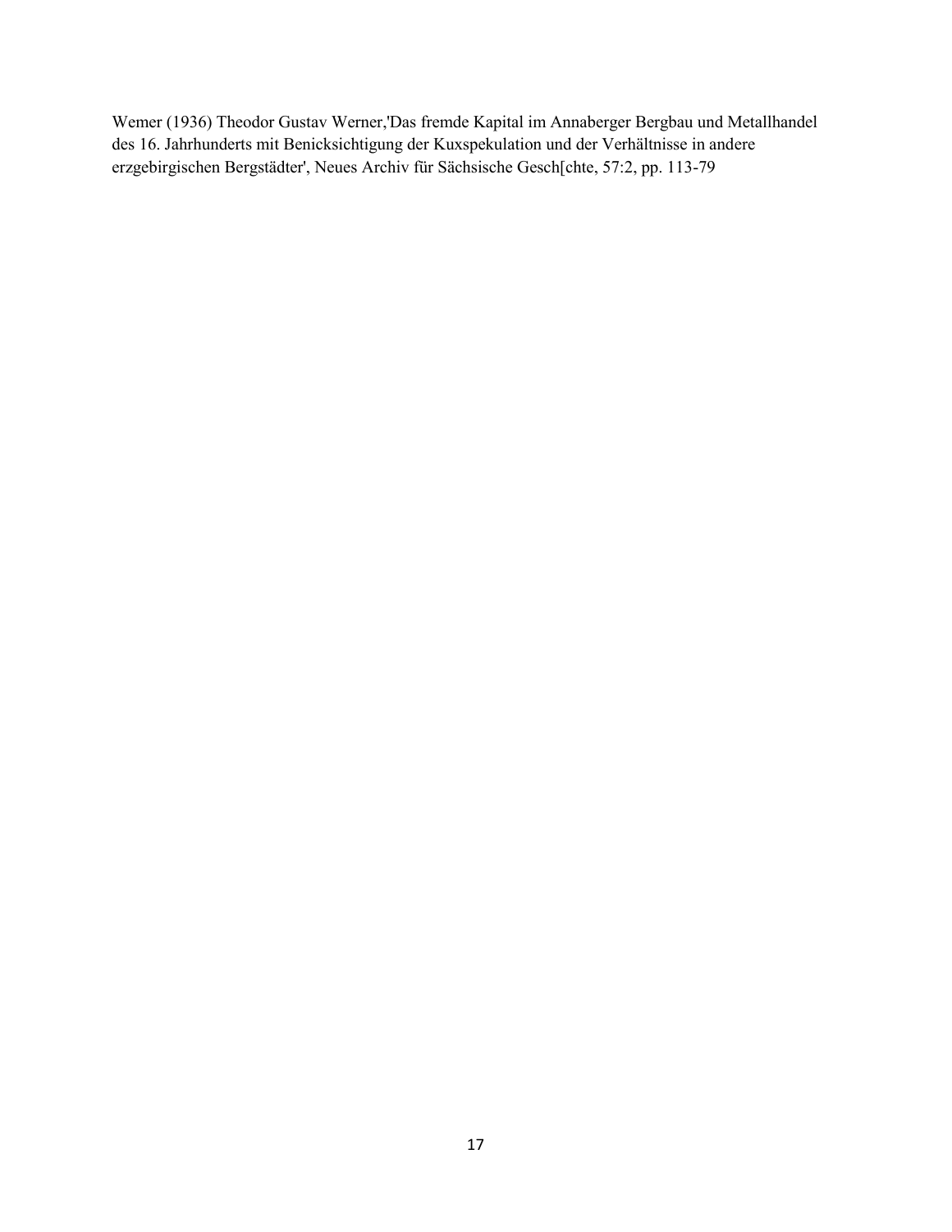Wemer (1936) Theodor Gustav Werner,'Das fremde Kapital im Annaberger Bergbau und Metallhandel des 16. Jahrhunderts mit Benicksichtigung der Kuxspekulation und der Verhältnisse in andere erzgebirgischen Bergstädter', Neues Archiv für Sächsische Gesch[chte, 57:2, pp. 113-79